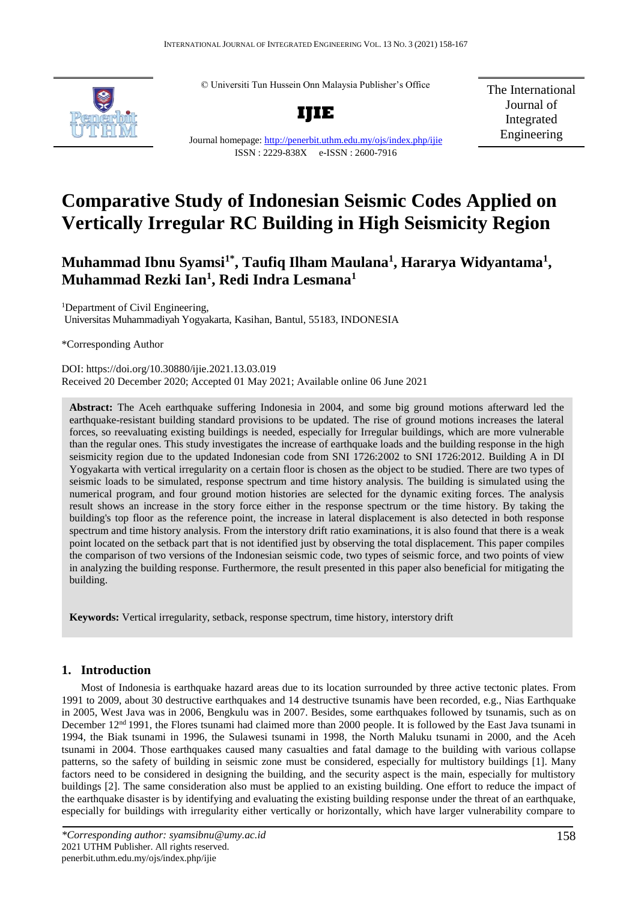© Universiti Tun Hussein Onn Malaysia Publisher's Office

**IJIE**

Journal homepage: http://penerbit.uthm.edu.my/ojs/index.php/ijie

ISSN : 2229-838X e-ISSN : 2600-7916

The International Journal of Integrated Engineering

# Comparative Study of Indonesian Seismic Codes Applied on Vertically Irregular RC Building in High Seismicity Region

## Muhammad Ibnu Syamsi[1*], Taufiq Ilham Maulana[1], Hararya Widyantama[1], Muhammad Rezki Ian[1], Redi Indra Lesmana[1]

[1]Department of Civil Engineering, Universitas Muhammadiyah Yogyakarta, Kasihan, Bantul, 55183, INDONESIA

*Corresponding Author

DOI: https://doi.org/10.30880/ijie.2021.13.03.019

Received 20 December 2020; Accepted 01 May 2021; Available online 06 June 2021

**Abstract:** The Aceh earthquake suffering Indonesia in 2004, and some big ground motions afterward led the earthquake-resistant building standard provisions to be updated. The rise of ground motions increases the lateral forces, so reevaluating existing buildings is needed, especially for Irregular buildings, which are more vulnerable than the regular ones. This study investigates the increase of earthquake loads and the building response in the high seismicity region due to the updated Indonesian code from SNI 1726:2002 to SNI 1726:2012. Building A in DI Yogyakarta with vertical irregularity on a certain floor is chosen as the object to be studied. There are two types of seismic loads to be simulated, response spectrum and time history analysis. The building is simulated using the numerical program, and four ground motion histories are selected for the dynamic exiting forces. The analysis result shows an increase in the story force either in the response spectrum or the time history. By taking the building's top floor as the reference point, the increase in lateral displacement is also detected in both response spectrum and time history analysis. From the interstory drift ratio examinations, it is also found that there is a weak point located on the setback part that is not identified just by observing the total displacement. This paper compiles the comparison of two versions of the Indonesian seismic code, two types of seismic force, and two points of view in analyzing the building response. Furthermore, the result presented in this paper also beneficial for mitigating the building.

**Keywords:** Vertical irregularity, setback, response spectrum, time history, interstory drift

## 1. Introduction

Most of Indonesia is earthquake hazard areas due to its location surrounded by three active tectonic plates. From 1991 to 2009, about 30 destructive earthquakes and 14 destructive tsunamis have been recorded, e.g., Nias Earthquake in 2005, West Java was in 2006, Bengkulu was in 2007. Besides, some earthquakes followed by tsunamis, such as on December 12nd 1991, the Flores tsunami had claimed more than 2000 people. It is followed by the East Java tsunami in 1994, the Biak tsunami in 1996, the Sulawesi tsunami in 1998, the North Maluku tsunami in 2000, and the Aceh tsunami in 2004. Those earthquakes caused many casualties and fatal damage to the building with various collapse patterns, so the safety of building in seismic zone must be considered, especially for multistory buildings [1]. Many factors need to be considered in designing the building, and the security aspect is the main, especially for multistory buildings [2]. The same consideration also must be applied to an existing building. One effort to reduce the impact of the earthquake disaster is by identifying and evaluating the existing building response under the threat of an earthquake, especially for buildings with irregularity either vertically or horizontally, which have larger vulnerability compare to

*\*Corresponding author: syamsibnu@umy.ac.id*
2021 UTHM Publisher. All rights reserved.
penerbit.uthm.edu.my/ojs/index.php/ijie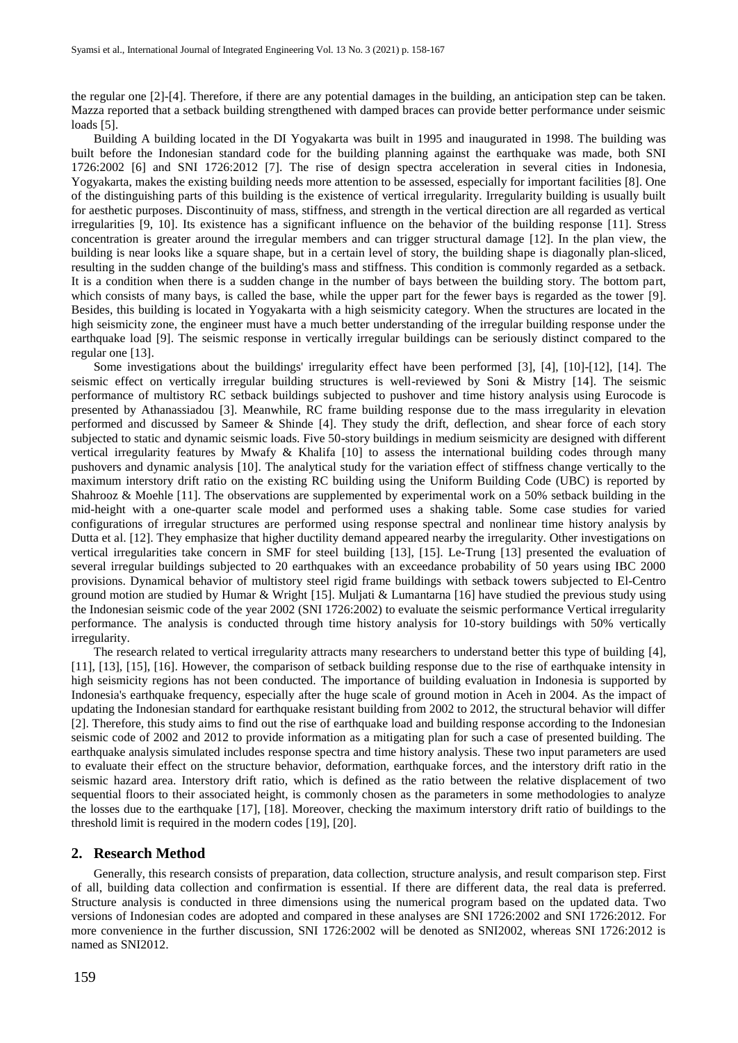the regular one [2]-[4]. Therefore, if there are any potential damages in the building, an anticipation step can be taken. Mazza reported that a setback building strengthened with damped braces can provide better performance under seismic loads [5].

Building A building located in the DI Yogyakarta was built in 1995 and inaugurated in 1998. The building was built before the Indonesian standard code for the building planning against the earthquake was made, both SNI 1726:2002 [6] and SNI 1726:2012 [7]. The rise of design spectra acceleration in several cities in Indonesia, Yogyakarta, makes the existing building needs more attention to be assessed, especially for important facilities [8]. One of the distinguishing parts of this building is the existence of vertical irregularity. Irregularity building is usually built for aesthetic purposes. Discontinuity of mass, stiffness, and strength in the vertical direction are all regarded as vertical irregularities [9, 10]. Its existence has a significant influence on the behavior of the building response [11]. Stress concentration is greater around the irregular members and can trigger structural damage [12]. In the plan view, the building is near looks like a square shape, but in a certain level of story, the building shape is diagonally plan-sliced, resulting in the sudden change of the building's mass and stiffness. This condition is commonly regarded as a setback. It is a condition when there is a sudden change in the number of bays between the building story. The bottom part, which consists of many bays, is called the base, while the upper part for the fewer bays is regarded as the tower [9]. Besides, this building is located in Yogyakarta with a high seismicity category. When the structures are located in the high seismicity zone, the engineer must have a much better understanding of the irregular building response under the earthquake load [9]. The seismic response in vertically irregular buildings can be seriously distinct compared to the regular one [13].

Some investigations about the buildings' irregularity effect have been performed [3], [4], [10]-[12], [14]. The seismic effect on vertically irregular building structures is well-reviewed by Soni & Mistry [14]. The seismic performance of multistory RC setback buildings subjected to pushover and time history analysis using Eurocode is presented by Athanassiadou [3]. Meanwhile, RC frame building response due to the mass irregularity in elevation performed and discussed by Sameer & Shinde [4]. They study the drift, deflection, and shear force of each story subjected to static and dynamic seismic loads. Five 50-story buildings in medium seismicity are designed with different vertical irregularity features by Mwafy & Khalifa [10] to assess the international building codes through many pushovers and dynamic analysis [10]. The analytical study for the variation effect of stiffness change vertically to the maximum interstory drift ratio on the existing RC building using the Uniform Building Code (UBC) is reported by Shahrooz & Moehle [11]. The observations are supplemented by experimental work on a 50% setback building in the mid-height with a one-quarter scale model and performed uses a shaking table. Some case studies for varied configurations of irregular structures are performed using response spectral and nonlinear time history analysis by Dutta et al. [12]. They emphasize that higher ductility demand appeared nearby the irregularity. Other investigations on vertical irregularities take concern in SMF for steel building [13], [15]. Le-Trung [13] presented the evaluation of several irregular buildings subjected to 20 earthquakes with an exceedance probability of 50 years using IBC 2000 provisions. Dynamical behavior of multistory steel rigid frame buildings with setback towers subjected to El-Centro ground motion are studied by Humar & Wright [15]. Muljati & Lumantarna [16] have studied the previous study using the Indonesian seismic code of the year 2002 (SNI 1726:2002) to evaluate the seismic performance Vertical irregularity performance. The analysis is conducted through time history analysis for 10-story buildings with 50% vertically irregularity.

The research related to vertical irregularity attracts many researchers to understand better this type of building [4], [11], [13], [15], [16]. However, the comparison of setback building response due to the rise of earthquake intensity in high seismicity regions has not been conducted. The importance of building evaluation in Indonesia is supported by Indonesia's earthquake frequency, especially after the huge scale of ground motion in Aceh in 2004. As the impact of updating the Indonesian standard for earthquake resistant building from 2002 to 2012, the structural behavior will differ [2]. Therefore, this study aims to find out the rise of earthquake load and building response according to the Indonesian seismic code of 2002 and 2012 to provide information as a mitigating plan for such a case of presented building. The earthquake analysis simulated includes response spectra and time history analysis. These two input parameters are used to evaluate their effect on the structure behavior, deformation, earthquake forces, and the interstory drift ratio in the seismic hazard area. Interstory drift ratio, which is defined as the ratio between the relative displacement of two sequential floors to their associated height, is commonly chosen as the parameters in some methodologies to analyze the losses due to the earthquake [17], [18]. Moreover, checking the maximum interstory drift ratio of buildings to the threshold limit is required in the modern codes [19], [20].

## 2. Research Method

Generally, this research consists of preparation, data collection, structure analysis, and result comparison step. First of all, building data collection and confirmation is essential. If there are different data, the real data is preferred. Structure analysis is conducted in three dimensions using the numerical program based on the updated data. Two versions of Indonesian codes are adopted and compared in these analyses are SNI 1726:2002 and SNI 1726:2012. For more convenience in the further discussion, SNI 1726:2002 will be denoted as SNI2002, whereas SNI 1726:2012 is named as SNI2012.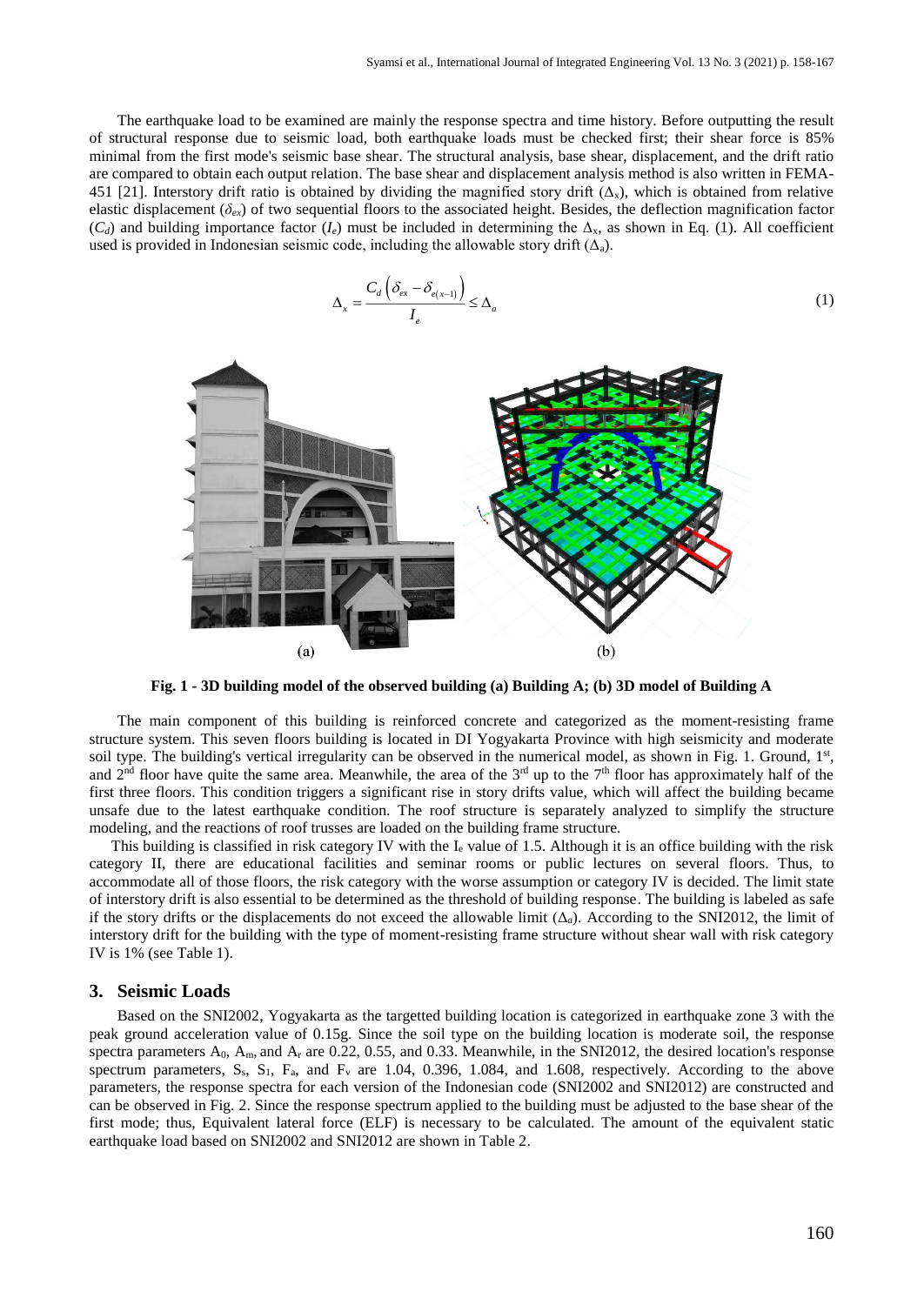The earthquake load to be examined are mainly the response spectra and time history. Before outputting the result of structural response due to seismic load, both earthquake loads must be checked first; their shear force is 85% minimal from the first mode's seismic base shear. The structural analysis, base shear, displacement, and the drift ratio are compared to obtain each output relation. The base shear and displacement analysis method is also written in FEMA-451 [21]. Interstory drift ratio is obtained by dividing the magnified story drift ($\Delta_x$), which is obtained from relative elastic displacement ($\delta_{ex}$) of two sequential floors to the associated height. Besides, the deflection magnification factor ($C_d$) and building importance factor ($I_e$) must be included in determining the $\Delta_x$, as shown in Eq. (1). All coefficient used is provided in Indonesian seismic code, including the allowable story drift ($\Delta_a$).

$$\Delta_x = \frac{C_d\left(\delta_{ex} - \delta_{e(x-1)}\right)}{I_e} \leq \Delta_a \tag{1}$$

(a) (b)

**Fig. 1 - 3D building model of the observed building (a) Building A; (b) 3D model of Building A**

The main component of this building is reinforced concrete and categorized as the moment-resisting frame structure system. This seven floors building is located in DI Yogyakarta Province with high seismicity and moderate soil type. The building's vertical irregularity can be observed in the numerical model, as shown in Fig. 1. Ground, 1st, and 2nd floor have quite the same area. Meanwhile, the area of the 3rd up to the 7th floor has approximately half of the first three floors. This condition triggers a significant rise in story drifts value, which will affect the building became unsafe due to the latest earthquake condition. The roof structure is separately analyzed to simplify the structure modeling, and the reactions of roof trusses are loaded on the building frame structure.

This building is classified in risk category IV with the $I_e$ value of 1.5. Although it is an office building with the risk category II, there are educational facilities and seminar rooms or public lectures on several floors. Thus, to accommodate all of those floors, the risk category with the worse assumption or category IV is decided. The limit state of interstory drift is also essential to be determined as the threshold of building response. The building is labeled as safe if the story drifts or the displacements do not exceed the allowable limit ($\Delta_a$). According to the SNI2012, the limit of interstory drift for the building with the type of moment-resisting frame structure without shear wall with risk category IV is 1% (see Table 1).

## 3. Seismic Loads

Based on the SNI2002, Yogyakarta as the targetted building location is categorized in earthquake zone 3 with the peak ground acceleration value of 0.15g. Since the soil type on the building location is moderate soil, the response spectra parameters $A_0$, $A_m$, and $A_r$ are 0.22, 0.55, and 0.33. Meanwhile, in the SNI2012, the desired location's response spectrum parameters, $S_s$, $S_1$, $F_a$, and $F_v$ are 1.04, 0.396, 1.084, and 1.608, respectively. According to the above parameters, the response spectra for each version of the Indonesian code (SNI2002 and SNI2012) are constructed and can be observed in Fig. 2. Since the response spectrum applied to the building must be adjusted to the base shear of the first mode; thus, Equivalent lateral force (ELF) is necessary to be calculated. The amount of the equivalent static earthquake load based on SNI2002 and SNI2012 are shown in Table 2.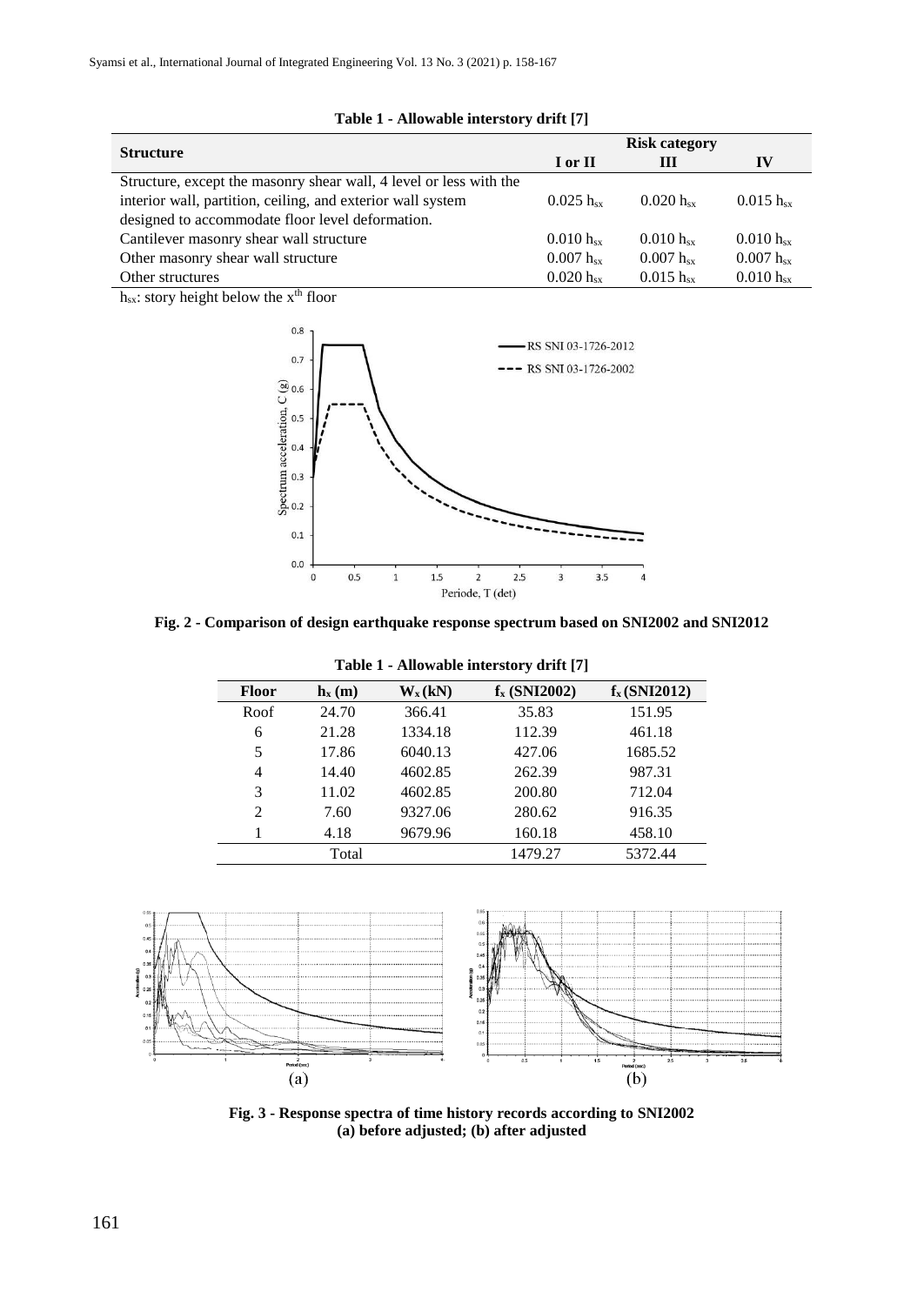**Table 1 - Allowable interstory drift [7]**

| Structure | Risk category | | |
|---|---|---|---|
| | I or II | III | IV |
| Structure, except the masonry shear wall, 4 level or less with the interior wall, partition, ceiling, and exterior wall system designed to accommodate floor level deformation. | $0.025\ h_{sx}$ | $0.020\ h_{sx}$ | $0.015\ h_{sx}$ |
| Cantilever masonry shear wall structure | $0.010\ h_{sx}$ | $0.010\ h_{sx}$ | $0.010\ h_{sx}$ |
| Other masonry shear wall structure | $0.007\ h_{sx}$ | $0.007\ h_{sx}$ | $0.007\ h_{sx}$ |
| Other structures | $0.020\ h_{sx}$ | $0.015\ h_{sx}$ | $0.010\ h_{sx}$ |

$h_{sx}$: story height below the $x^{th}$ floor

**Fig. 2 - Comparison of design earthquake response spectrum based on SNI2002 and SNI2012**

**Table 1 - Allowable interstory drift [7]**

| Floor | $h_x$ (m) | $W_x$ (kN) | $f_x$ (SNI2002) | $f_x$ (SNI2012) |
|---|---|---|---|---|
| Roof | 24.70 | 366.41 | 35.83 | 151.95 |
| 6 | 21.28 | 1334.18 | 112.39 | 461.18 |
| 5 | 17.86 | 6040.13 | 427.06 | 1685.52 |
| 4 | 14.40 | 4602.85 | 262.39 | 987.31 |
| 3 | 11.02 | 4602.85 | 200.80 | 712.04 |
| 2 | 7.60 | 9327.06 | 280.62 | 916.35 |
| 1 | 4.18 | 9679.96 | 160.18 | 458.10 |
| | Total | | 1479.27 | 5372.44 |

**Fig. 3 - Response spectra of time history records according to SNI2002 (a) before adjusted; (b) after adjusted**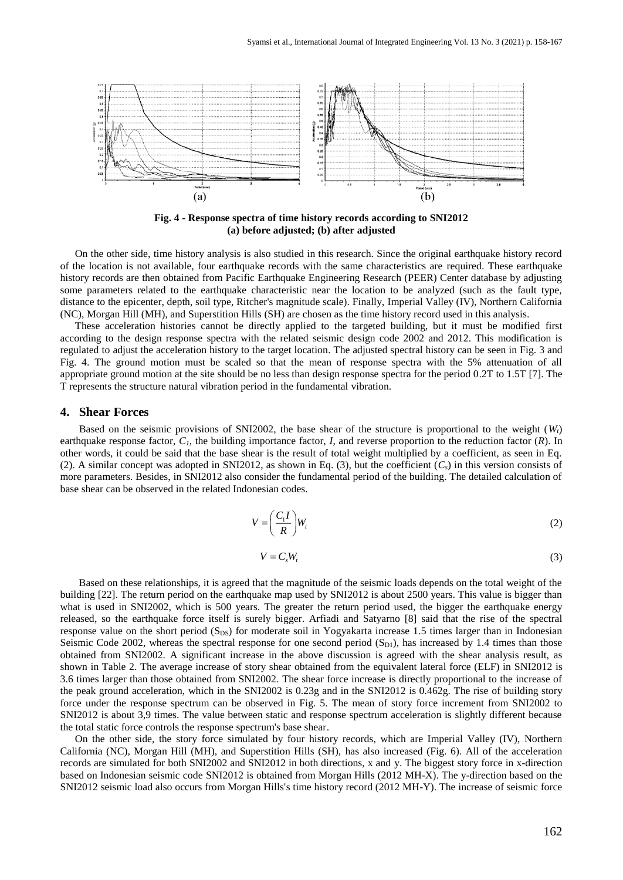Fig. 4 - Response spectra of time history records according to SNI2012 (a) before adjusted; (b) after adjusted

On the other side, time history analysis is also studied in this research. Since the original earthquake history record of the location is not available, four earthquake records with the same characteristics are required. These earthquake history records are then obtained from Pacific Earthquake Engineering Research (PEER) Center database by adjusting some parameters related to the earthquake characteristic near the location to be analyzed (such as the fault type, distance to the epicenter, depth, soil type, Ritcher's magnitude scale). Finally, Imperial Valley (IV), Northern California (NC), Morgan Hill (MH), and Superstition Hills (SH) are chosen as the time history record used in this analysis.

These acceleration histories cannot be directly applied to the targeted building, but it must be modified first according to the design response spectra with the related seismic design code 2002 and 2012. This modification is regulated to adjust the acceleration history to the target location. The adjusted spectral history can be seen in Fig. 3 and Fig. 4. The ground motion must be scaled so that the mean of response spectra with the 5% attenuation of all appropriate ground motion at the site should be no less than design response spectra for the period 0.2T to 1.5T [7]. The T represents the structure natural vibration period in the fundamental vibration.

## 4. Shear Forces

Based on the seismic provisions of SNI2002, the base shear of the structure is proportional to the weight ($W_t$) earthquake response factor, $C_1$, the building importance factor, $I$, and reverse proportion to the reduction factor ($R$). In other words, it could be said that the base shear is the result of total weight multiplied by a coefficient, as seen in Eq. (2). A similar concept was adopted in SNI2012, as shown in Eq. (3), but the coefficient ($C_s$) in this version consists of more parameters. Besides, in SNI2012 also consider the fundamental period of the building. The detailed calculation of base shear can be observed in the related Indonesian codes.

$$V = \left(\frac{C_1 I}{R}\right) W_t \tag{2}$$

$$V = C_s W_t \tag{3}$$

Based on these relationships, it is agreed that the magnitude of the seismic loads depends on the total weight of the building [22]. The return period on the earthquake map used by SNI2012 is about 2500 years. This value is bigger than what is used in SNI2002, which is 500 years. The greater the return period used, the bigger the earthquake energy released, so the earthquake force itself is surely bigger. Arfiadi and Satyarno [8] said that the rise of the spectral response value on the short period ($S_{DS}$) for moderate soil in Yogyakarta increase 1.5 times larger than in Indonesian Seismic Code 2002, whereas the spectral response for one second period ($S_{D1}$), has increased by 1.4 times than those obtained from SNI2002. A significant increase in the above discussion is agreed with the shear analysis result, as shown in Table 2. The average increase of story shear obtained from the equivalent lateral force (ELF) in SNI2012 is 3.6 times larger than those obtained from SNI2002. The shear force increase is directly proportional to the increase of the peak ground acceleration, which in the SNI2002 is 0.23g and in the SNI2012 is 0.462g. The rise of building story force under the response spectrum can be observed in Fig. 5. The mean of story force increment from SNI2002 to SNI2012 is about 3,9 times. The value between static and response spectrum acceleration is slightly different because the total static force controls the response spectrum's base shear.

On the other side, the story force simulated by four history records, which are Imperial Valley (IV), Northern California (NC), Morgan Hill (MH), and Superstition Hills (SH), has also increased (Fig. 6). All of the acceleration records are simulated for both SNI2002 and SNI2012 in both directions, x and y. The biggest story force in x-direction based on Indonesian seismic code SNI2012 is obtained from Morgan Hills (2012 MH-X). The y-direction based on the SNI2012 seismic load also occurs from Morgan Hills's time history record (2012 MH-Y). The increase of seismic force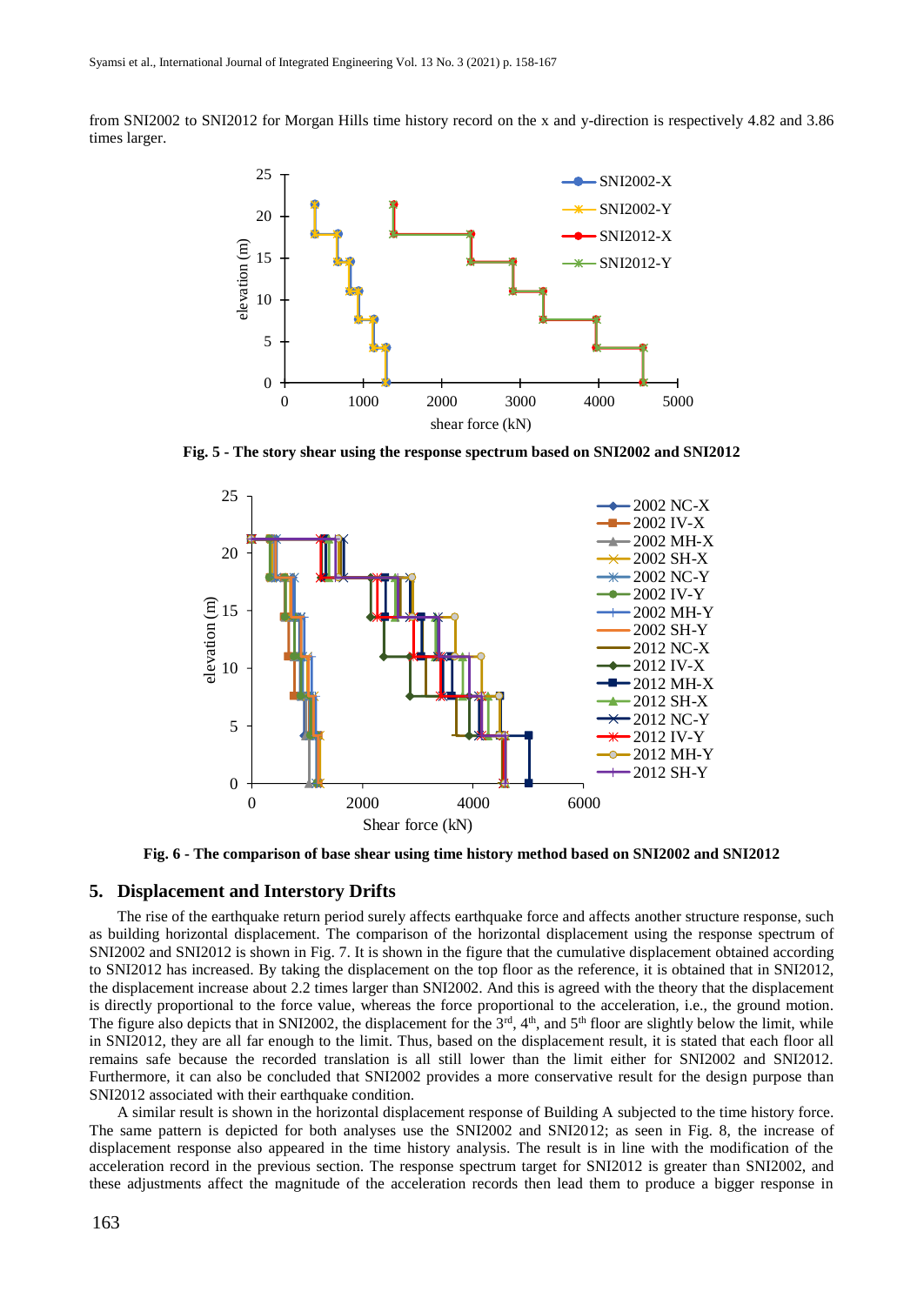from SNI2002 to SNI2012 for Morgan Hills time history record on the x and y-direction is respectively 4.82 and 3.86 times larger.

**Fig. 5 - The story shear using the response spectrum based on SNI2002 and SNI2012**

**Fig. 6 - The comparison of base shear using time history method based on SNI2002 and SNI2012**

## 5. Displacement and Interstory Drifts

The rise of the earthquake return period surely affects earthquake force and affects another structure response, such as building horizontal displacement. The comparison of the horizontal displacement using the response spectrum of SNI2002 and SNI2012 is shown in Fig. 7. It is shown in the figure that the cumulative displacement obtained according to SNI2012 has increased. By taking the displacement on the top floor as the reference, it is obtained that in SNI2012, the displacement increase about 2.2 times larger than SNI2002. And this is agreed with the theory that the displacement is directly proportional to the force value, whereas the force proportional to the acceleration, i.e., the ground motion. The figure also depicts that in SNI2002, the displacement for the 3rd, 4th, and 5th floor are slightly below the limit, while in SNI2012, they are all far enough to the limit. Thus, based on the displacement result, it is stated that each floor all remains safe because the recorded translation is all still lower than the limit either for SNI2002 and SNI2012. Furthermore, it can also be concluded that SNI2002 provides a more conservative result for the design purpose than SNI2012 associated with their earthquake condition.

A similar result is shown in the horizontal displacement response of Building A subjected to the time history force. The same pattern is depicted for both analyses use the SNI2002 and SNI2012; as seen in Fig. 8, the increase of displacement response also appeared in the time history analysis. The result is in line with the modification of the acceleration record in the previous section. The response spectrum target for SNI2012 is greater than SNI2002, and these adjustments affect the magnitude of the acceleration records then lead them to produce a bigger response in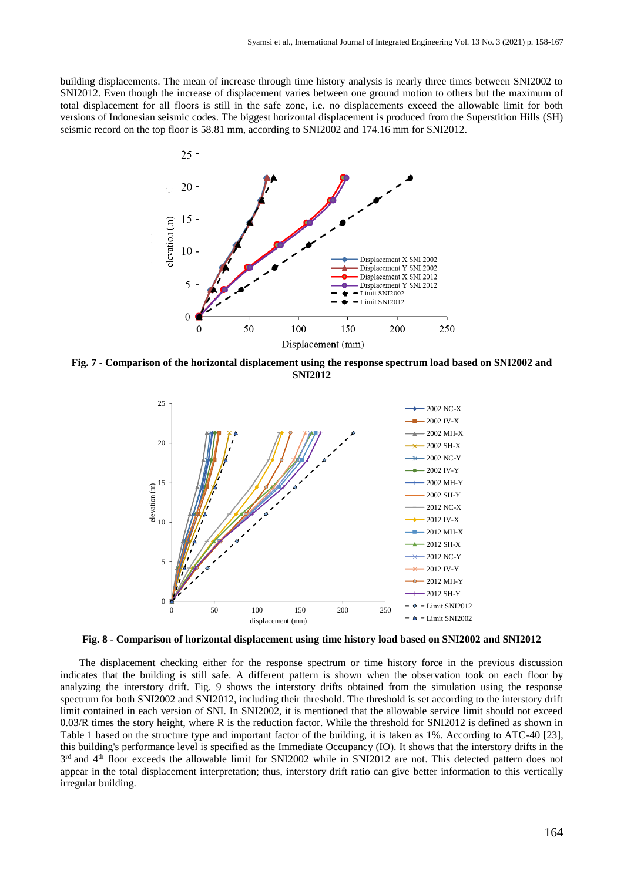building displacements. The mean of increase through time history analysis is nearly three times between SNI2002 to SNI2012. Even though the increase of displacement varies between one ground motion to others but the maximum of total displacement for all floors is still in the safe zone, i.e. no displacements exceed the allowable limit for both versions of Indonesian seismic codes. The biggest horizontal displacement is produced from the Superstition Hills (SH) seismic record on the top floor is 58.81 mm, according to SNI2002 and 174.16 mm for SNI2012.

**Fig. 7 - Comparison of the horizontal displacement using the response spectrum load based on SNI2002 and SNI2012**

**Fig. 8 - Comparison of horizontal displacement using time history load based on SNI2002 and SNI2012**

The displacement checking either for the response spectrum or time history force in the previous discussion indicates that the building is still safe. A different pattern is shown when the observation took on each floor by analyzing the interstory drift. Fig. 9 shows the interstory drifts obtained from the simulation using the response spectrum for both SNI2002 and SNI2012, including their threshold. The threshold is set according to the interstory drift limit contained in each version of SNI. In SNI2002, it is mentioned that the allowable service limit should not exceed 0.03/R times the story height, where R is the reduction factor. While the threshold for SNI2012 is defined as shown in Table 1 based on the structure type and important factor of the building, it is taken as 1%. According to ATC-40 [23], this building's performance level is specified as the Immediate Occupancy (IO). It shows that the interstory drifts in the 3rd and 4th floor exceeds the allowable limit for SNI2002 while in SNI2012 are not. This detected pattern does not appear in the total displacement interpretation; thus, interstory drift ratio can give better information to this vertically irregular building.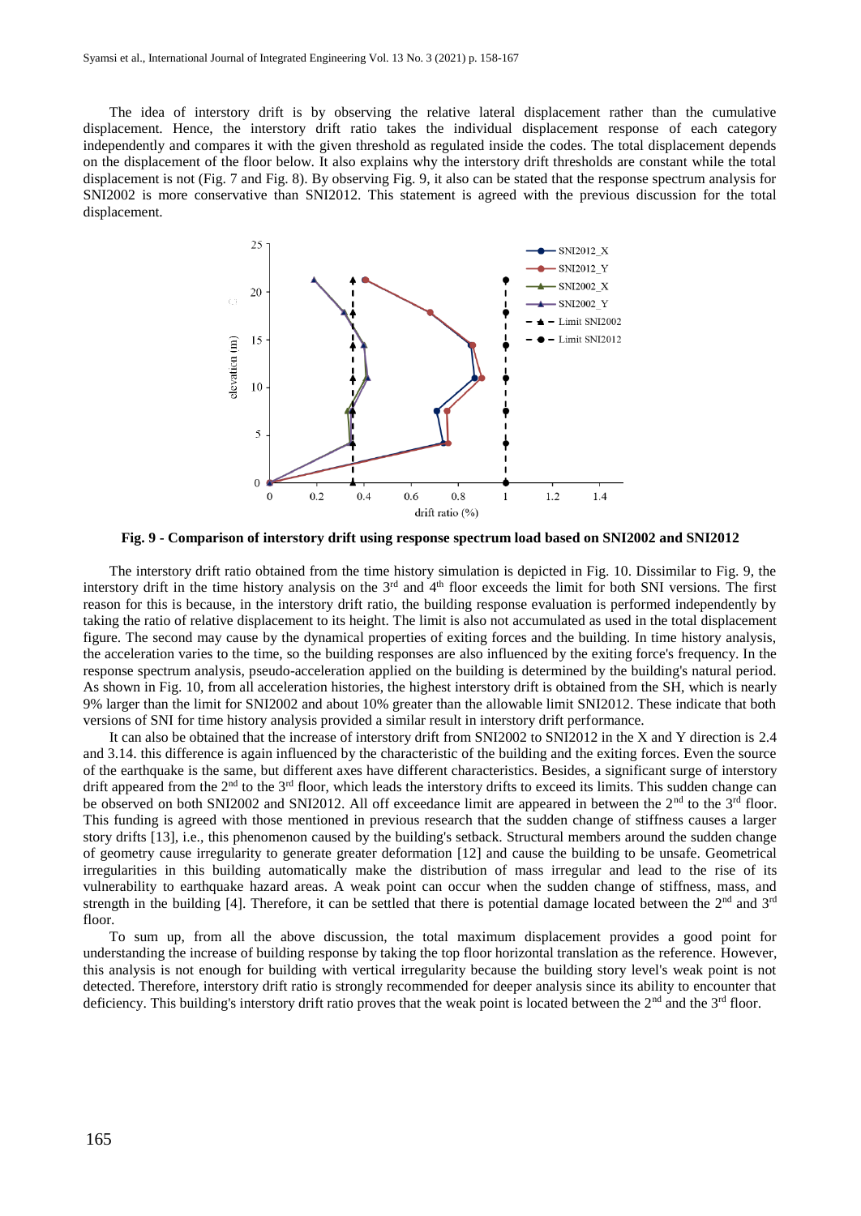The idea of interstory drift is by observing the relative lateral displacement rather than the cumulative displacement. Hence, the interstory drift ratio takes the individual displacement response of each category independently and compares it with the given threshold as regulated inside the codes. The total displacement depends on the displacement of the floor below. It also explains why the interstory drift thresholds are constant while the total displacement is not (Fig. 7 and Fig. 8). By observing Fig. 9, it also can be stated that the response spectrum analysis for SNI2002 is more conservative than SNI2012. This statement is agreed with the previous discussion for the total displacement.

**Fig. 9 - Comparison of interstory drift using response spectrum load based on SNI2002 and SNI2012**

The interstory drift ratio obtained from the time history simulation is depicted in Fig. 10. Dissimilar to Fig. 9, the interstory drift in the time history analysis on the 3rd and 4th floor exceeds the limit for both SNI versions. The first reason for this is because, in the interstory drift ratio, the building response evaluation is performed independently by taking the ratio of relative displacement to its height. The limit is also not accumulated as used in the total displacement figure. The second may cause by the dynamical properties of exiting forces and the building. In time history analysis, the acceleration varies to the time, so the building responses are also influenced by the exiting force's frequency. In the response spectrum analysis, pseudo-acceleration applied on the building is determined by the building's natural period. As shown in Fig. 10, from all acceleration histories, the highest interstory drift is obtained from the SH, which is nearly 9% larger than the limit for SNI2002 and about 10% greater than the allowable limit SNI2012. These indicate that both versions of SNI for time history analysis provided a similar result in interstory drift performance.

It can also be obtained that the increase of interstory drift from SNI2002 to SNI2012 in the X and Y direction is 2.4 and 3.14. this difference is again influenced by the characteristic of the building and the exiting forces. Even the source of the earthquake is the same, but different axes have different characteristics. Besides, a significant surge of interstory drift appeared from the 2nd to the 3rd floor, which leads the interstory drifts to exceed its limits. This sudden change can be observed on both SNI2002 and SNI2012. All off exceedance limit are appeared in between the 2nd to the 3rd floor. This funding is agreed with those mentioned in previous research that the sudden change of stiffness causes a larger story drifts [13], i.e., this phenomenon caused by the building's setback. Structural members around the sudden change of geometry cause irregularity to generate greater deformation [12] and cause the building to be unsafe. Geometrical irregularities in this building automatically make the distribution of mass irregular and lead to the rise of its vulnerability to earthquake hazard areas. A weak point can occur when the sudden change of stiffness, mass, and strength in the building [4]. Therefore, it can be settled that there is potential damage located between the 2nd and 3rd floor.

To sum up, from all the above discussion, the total maximum displacement provides a good point for understanding the increase of building response by taking the top floor horizontal translation as the reference. However, this analysis is not enough for building with vertical irregularity because the building story level's weak point is not detected. Therefore, interstory drift ratio is strongly recommended for deeper analysis since its ability to encounter that deficiency. This building's interstory drift ratio proves that the weak point is located between the 2nd and the 3rd floor.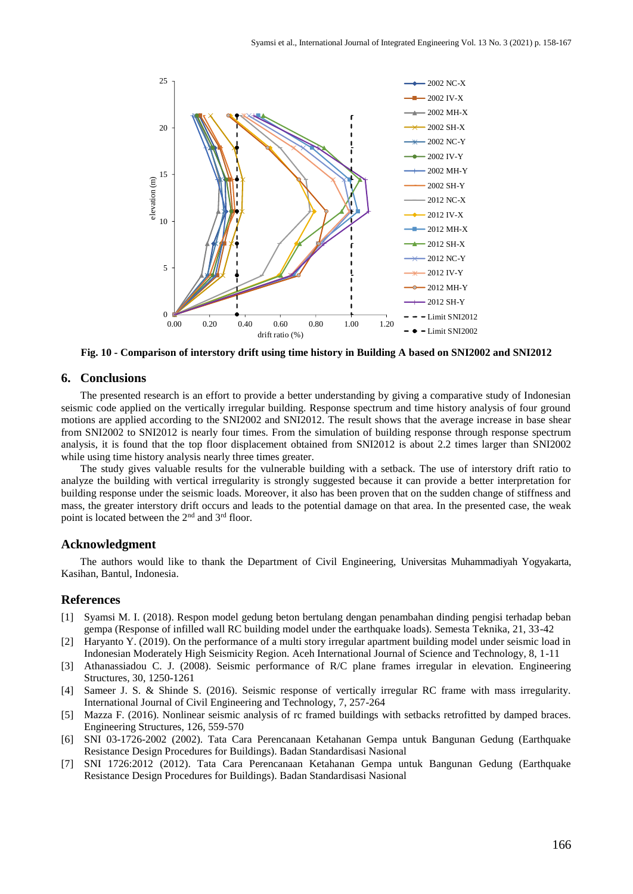**Fig. 10 - Comparison of interstory drift using time history in Building A based on SNI2002 and SNI2012**

## 6. Conclusions

The presented research is an effort to provide a better understanding by giving a comparative study of Indonesian seismic code applied on the vertically irregular building. Response spectrum and time history analysis of four ground motions are applied according to the SNI2002 and SNI2012. The result shows that the average increase in base shear from SNI2002 to SNI2012 is nearly four times. From the simulation of building response through response spectrum analysis, it is found that the top floor displacement obtained from SNI2012 is about 2.2 times larger than SNI2002 while using time history analysis nearly three times greater.

The study gives valuable results for the vulnerable building with a setback. The use of interstory drift ratio to analyze the building with vertical irregularity is strongly suggested because it can provide a better interpretation for building response under the seismic loads. Moreover, it also has been proven that on the sudden change of stiffness and mass, the greater interstory drift occurs and leads to the potential damage on that area. In the presented case, the weak point is located between the 2nd and 3rd floor.

## Acknowledgment

The authors would like to thank the Department of Civil Engineering, Universitas Muhammadiyah Yogyakarta, Kasihan, Bantul, Indonesia.

## References

[1] Syamsi M. I. (2018). Respon model gedung beton bertulang dengan penambahan dinding pengisi terhadap beban gempa (Response of infilled wall RC building model under the earthquake loads). Semesta Teknika, 21, 33-42

[2] Haryanto Y. (2019). On the performance of a multi story irregular apartment building model under seismic load in Indonesian Moderately High Seismicity Region. Aceh International Journal of Science and Technology, 8, 1-11

[3] Athanassiadou C. J. (2008). Seismic performance of R/C plane frames irregular in elevation. Engineering Structures, 30, 1250-1261

[4] Sameer J. S. & Shinde S. (2016). Seismic response of vertically irregular RC frame with mass irregularity. International Journal of Civil Engineering and Technology, 7, 257-264

[5] Mazza F. (2016). Nonlinear seismic analysis of rc framed buildings with setbacks retrofitted by damped braces. Engineering Structures, 126, 559-570

[6] SNI 03-1726-2002 (2002). Tata Cara Perencanaan Ketahanan Gempa untuk Bangunan Gedung (Earthquake Resistance Design Procedures for Buildings). Badan Standardisasi Nasional

[7] SNI 1726:2012 (2012). Tata Cara Perencanaan Ketahanan Gempa untuk Bangunan Gedung (Earthquake Resistance Design Procedures for Buildings). Badan Standardisasi Nasional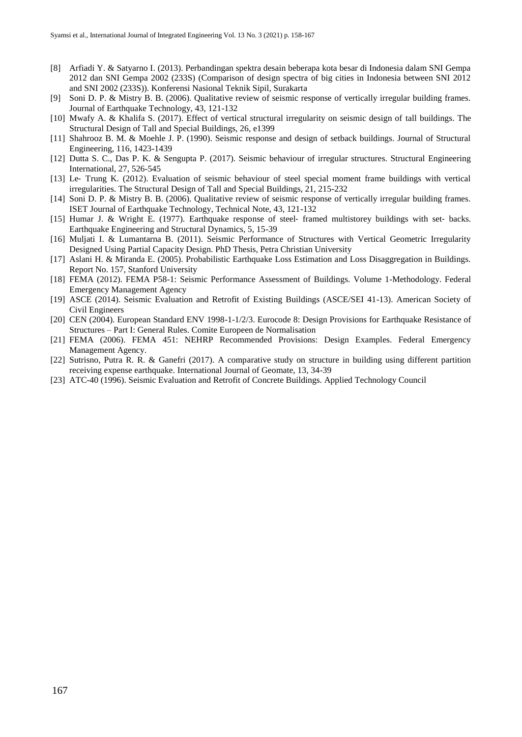[8] Arfiadi Y. & Satyarno I. (2013). Perbandingan spektra desain beberapa kota besar di Indonesia dalam SNI Gempa 2012 dan SNI Gempa 2002 (233S) (Comparison of design spectra of big cities in Indonesia between SNI 2012 and SNI 2002 (233S)). Konferensi Nasional Teknik Sipil, Surakarta

[9] Soni D. P. & Mistry B. B. (2006). Qualitative review of seismic response of vertically irregular building frames. Journal of Earthquake Technology, 43, 121-132

[10] Mwafy A. & Khalifa S. (2017). Effect of vertical structural irregularity on seismic design of tall buildings. The Structural Design of Tall and Special Buildings, 26, e1399

[11] Shahrooz B. M. & Moehle J. P. (1990). Seismic response and design of setback buildings. Journal of Structural Engineering, 116, 1423-1439

[12] Dutta S. C., Das P. K. & Sengupta P. (2017). Seismic behaviour of irregular structures. Structural Engineering International, 27, 526-545

[13] Le‐ Trung K. (2012). Evaluation of seismic behaviour of steel special moment frame buildings with vertical irregularities. The Structural Design of Tall and Special Buildings, 21, 215-232

[14] Soni D. P. & Mistry B. B. (2006). Qualitative review of seismic response of vertically irregular building frames. ISET Journal of Earthquake Technology, Technical Note, 43, 121-132

[15] Humar J. & Wright E. (1977). Earthquake response of steel‐ framed multistorey buildings with set‐ backs. Earthquake Engineering and Structural Dynamics, 5, 15-39

[16] Muljati I. & Lumantarna B. (2011). Seismic Performance of Structures with Vertical Geometric Irregularity Designed Using Partial Capacity Design. PhD Thesis, Petra Christian University

[17] Aslani H. & Miranda E. (2005). Probabilistic Earthquake Loss Estimation and Loss Disaggregation in Buildings. Report No. 157, Stanford University

[18] FEMA (2012). FEMA P58-1: Seismic Performance Assessment of Buildings. Volume 1-Methodology. Federal Emergency Management Agency

[19] ASCE (2014). Seismic Evaluation and Retrofit of Existing Buildings (ASCE/SEI 41-13). American Society of Civil Engineers

[20] CEN (2004). European Standard ENV 1998-1-1/2/3. Eurocode 8: Design Provisions for Earthquake Resistance of Structures – Part I: General Rules. Comite Europeen de Normalisation

[21] FEMA (2006). FEMA 451: NEHRP Recommended Provisions: Design Examples. Federal Emergency Management Agency.

[22] Sutrisno, Putra R. R. & Ganefri (2017). A comparative study on structure in building using different partition receiving expense earthquake. International Journal of Geomate, 13, 34-39

[23] ATC-40 (1996). Seismic Evaluation and Retrofit of Concrete Buildings. Applied Technology Council